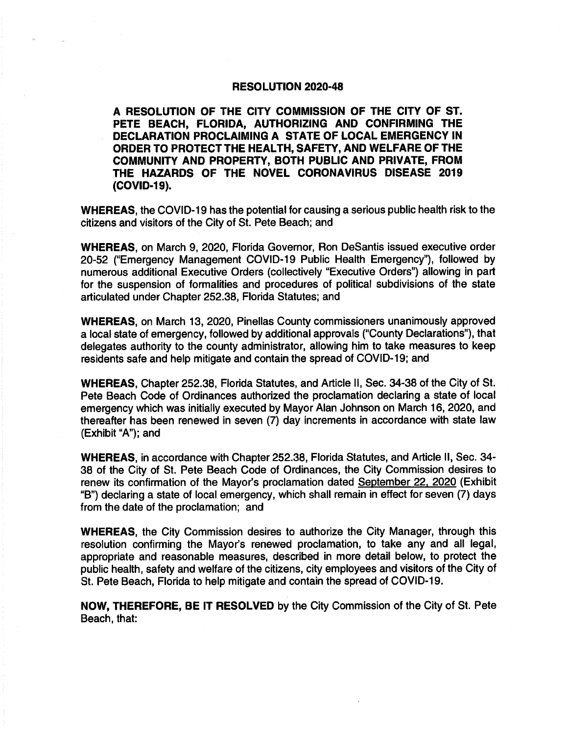# RESOLUTION 2020-48

**A RESOLUTION OF THE CITY COMMISSION OF THE CITY OF ST. PETE BEACH, FLORIDA, AUTHORIZING AND CONFIRMING THE DECLARATION PROCLAIMING A STATE OF LOCAL EMERGENCY IN ORDER TO PROTECT THE HEALTH, SAFETY, AND WELFARE OF THE COMMUNITY AND PROPERTY, BOTH PUBLIC AND PRIVATE, FROM THE HAZARDS OF THE NOVEL CORONAVIRUS DISEASE 2019 (COVID-19).**

**WHEREAS,** the COVID-19 has the potential for causing a serious public health risk to the citizens and visitors of the City of St. Pete Beach; and

**WHEREAS,** on March 9, 2020, Florida Governor, Ron DeSantis issued executive order 20-52 ("Emergency Management COVID-19 Public Health Emergency"), followed by numerous additional Executive Orders (collectively "Executive Orders") allowing in part for the suspension of formalities and procedures of political subdivisions of the state articulated under Chapter 252.38, Florida Statutes; and

**WHEREAS,** on March 13, 2020, Pinellas County commissioners unanimously approved a local state of emergency, followed by additional approvals ("County Declarations"), that delegates authority to the county administrator, allowing him to take measures to keep residents safe and help mitigate and contain the spread of COVID-19; and

**WHEREAS,** Chapter 252.38, Florida Statutes, and Article II, Sec. 34-38 of the City of St. Pete Beach Code of Ordinances authorized the proclamation declaring a state of local emergency which was initially executed by Mayor Alan Johnson on March 16, 2020, and thereafter has been renewed in seven (7) day increments in accordance with state law (Exhibit "A"); and

**WHEREAS,** in accordance with Chapter 252.38, Florida Statutes, and Article II, Sec. 34-38 of the City of St. Pete Beach Code of Ordinances, the City Commission desires to renew its confirmation of the Mayor's proclamation dated September 22, 2020 (Exhibit "B") declaring a state of local emergency, which shall remain in effect for seven (7) days from the date of the proclamation; and

**WHEREAS,** the City Commission desires to authorize the City Manager, through this resolution confirming the Mayor's renewed proclamation, to take any and all legal, appropriate and reasonable measures, described in more detail below, to protect the public health, safety and welfare of the citizens, city employees and visitors of the City of St. Pete Beach, Florida to help mitigate and contain the spread of COVID-19.

**NOW, THEREFORE, BE IT RESOLVED** by the City Commission of the City of St. Pete Beach, that: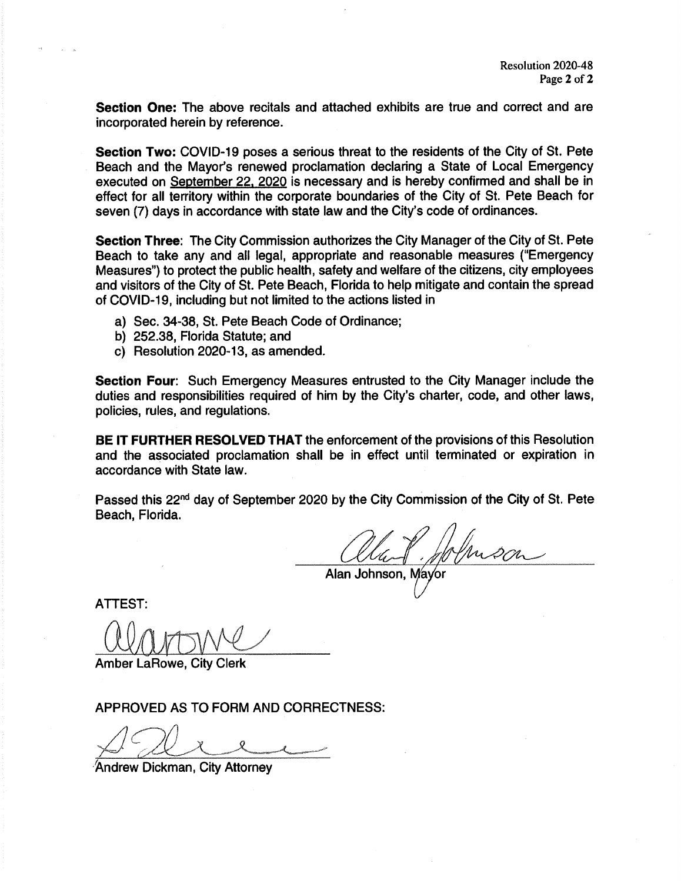**Section One:** The above recitals and attached exhibits are true and correct and are incorporated herein by reference.

**Section Two:** COVID-19 poses a serious threat to the residents of the City of St. Pete Beach and the Mayor's renewed proclamation declaring a State of Local Emergency executed on September 22, 2020 is necessary and is hereby confirmed and shall be in effect for all territory within the corporate boundaries of the City of St. Pete Beach for seven (7) days in accordance with state law and the City's code of ordinances.

**Section Three**: The City Commission authorizes the City Manager of the City of St. Pete Beach to take any and all legal, appropriate and reasonable measures ("Emergency Measures") to protect the public health, safety and welfare of the citizens, city employees and visitors of the City of St. Pete Beach, Florida to help mitigate and contain the spread of COVID-19, including but not limited to the actions listed in

a) Sec. 34-38, St. Pete Beach Code of Ordinance;
b) 252.38, Florida Statute; and
c) Resolution 2020-13, as amended.

**Section Four**: Such Emergency Measures entrusted to the City Manager include the duties and responsibilities required of him by the City's charter, code, and other laws, policies, rules, and regulations.

**BE IT FURTHER RESOLVED THAT** the enforcement of the provisions of this Resolution and the associated proclamation shall be in effect until terminated or expiration in accordance with State law.

Passed this 22nd day of September 2020 by the City Commission of the City of St. Pete Beach, Florida.

Alan Johnson, Mayor

ATTEST:

Amber LaRowe, City Clerk

APPROVED AS TO FORM AND CORRECTNESS:

Andrew Dickman, City Attorney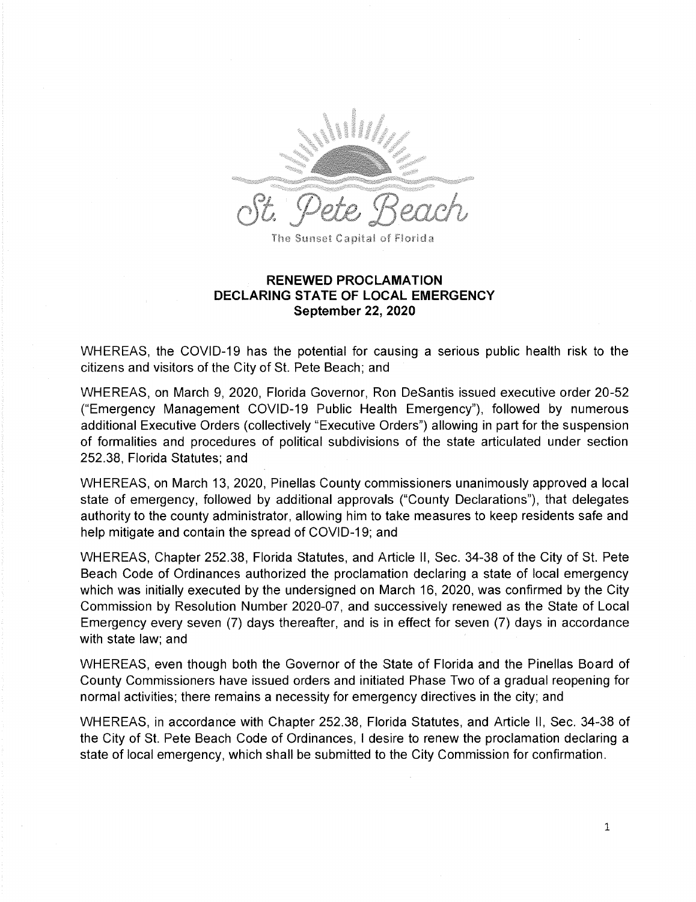St. Pete Beach

The Sunset Capital of Florida

**RENEWED PROCLAMATION**
**DECLARING STATE OF LOCAL EMERGENCY**
**September 22, 2020**

WHEREAS, the COVID-19 has the potential for causing a serious public health risk to the citizens and visitors of the City of St. Pete Beach; and

WHEREAS, on March 9, 2020, Florida Governor, Ron DeSantis issued executive order 20-52 ("Emergency Management COVID-19 Public Health Emergency"), followed by numerous additional Executive Orders (collectively "Executive Orders") allowing in part for the suspension of formalities and procedures of political subdivisions of the state articulated under section 252.38, Florida Statutes; and

WHEREAS, on March 13, 2020, Pinellas County commissioners unanimously approved a local state of emergency, followed by additional approvals ("County Declarations"), that delegates authority to the county administrator, allowing him to take measures to keep residents safe and help mitigate and contain the spread of COVID-19; and

WHEREAS, Chapter 252.38, Florida Statutes, and Article II, Sec. 34-38 of the City of St. Pete Beach Code of Ordinances authorized the proclamation declaring a state of local emergency which was initially executed by the undersigned on March 16, 2020, was confirmed by the City Commission by Resolution Number 2020-07, and successively renewed as the State of Local Emergency every seven (7) days thereafter, and is in effect for seven (7) days in accordance with state law; and

WHEREAS, even though both the Governor of the State of Florida and the Pinellas Board of County Commissioners have issued orders and initiated Phase Two of a gradual reopening for normal activities; there remains a necessity for emergency directives in the city; and

WHEREAS, in accordance with Chapter 252.38, Florida Statutes, and Article II, Sec. 34-38 of the City of St. Pete Beach Code of Ordinances, I desire to renew the proclamation declaring a state of local emergency, which shall be submitted to the City Commission for confirmation.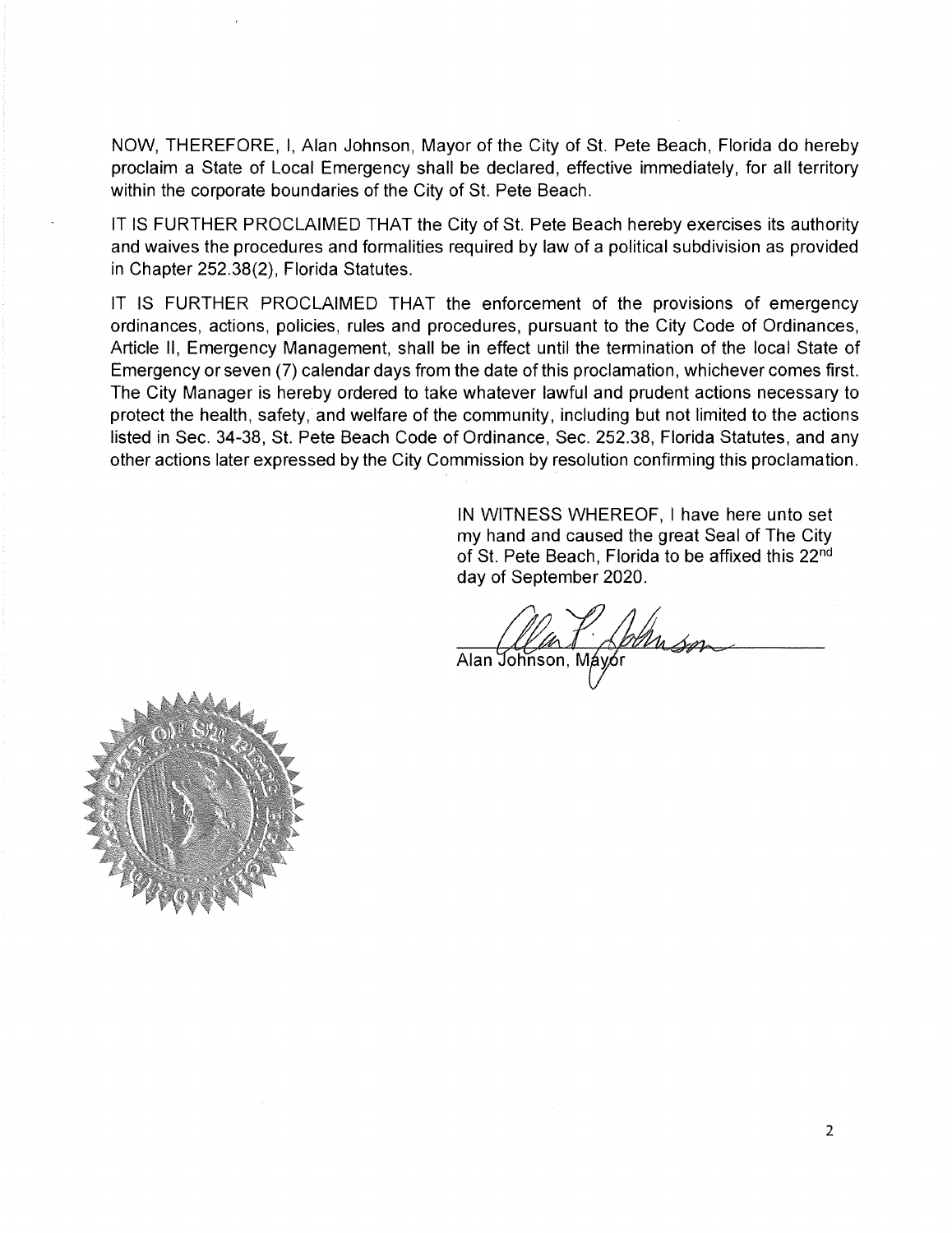NOW, THEREFORE, I, Alan Johnson, Mayor of the City of St. Pete Beach, Florida do hereby proclaim a State of Local Emergency shall be declared, effective immediately, for all territory within the corporate boundaries of the City of St. Pete Beach.

IT IS FURTHER PROCLAIMED THAT the City of St. Pete Beach hereby exercises its authority and waives the procedures and formalities required by law of a political subdivision as provided in Chapter 252.38(2), Florida Statutes.

IT IS FURTHER PROCLAIMED THAT the enforcement of the provisions of emergency ordinances, actions, policies, rules and procedures, pursuant to the City Code of Ordinances, Article II, Emergency Management, shall be in effect until the termination of the local State of Emergency or seven (7) calendar days from the date of this proclamation, whichever comes first. The City Manager is hereby ordered to take whatever lawful and prudent actions necessary to protect the health, safety, and welfare of the community, including but not limited to the actions listed in Sec. 34-38, St. Pete Beach Code of Ordinance, Sec. 252.38, Florida Statutes, and any other actions later expressed by the City Commission by resolution confirming this proclamation.

IN WITNESS WHEREOF, I have here unto set my hand and caused the great Seal of The City of St. Pete Beach, Florida to be affixed this 22nd day of September 2020.

Alan Johnson, Mayor